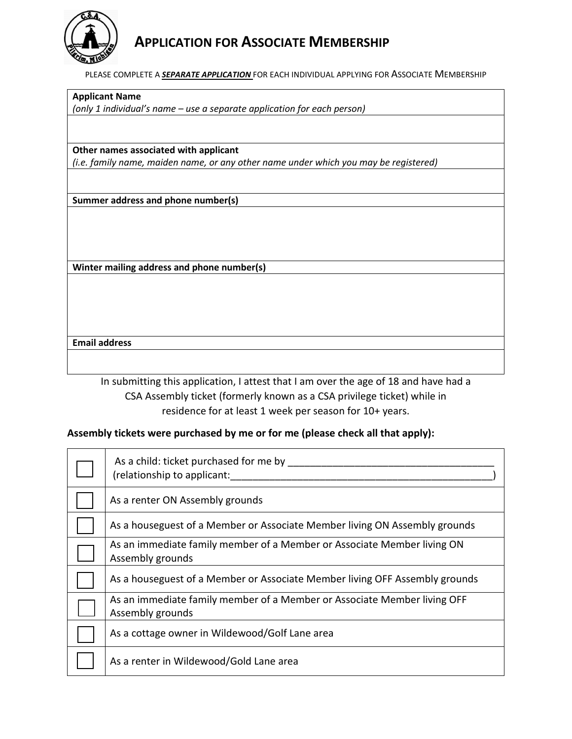# APPLICATION FOR ASSOCIATE MEMBERSHIP

PLEASE COMPLETE A ***SEPARATE APPLICATION*** FOR EACH INDIVIDUAL APPLYING FOR ASSOCIATE MEMBERSHIP

| **Applicant Name** *(only 1 individual's name – use a separate application for each person)* |
|---|
| |
| **Other names associated with applicant** *(i.e. family name, maiden name, or any other name under which you may be registered)* |
| |
| **Summer address and phone number(s)** |
| |
| **Winter mailing address and phone number(s)** |
| |
| **Email address** |
| |

In submitting this application, I attest that I am over the age of 18 and have had a CSA Assembly ticket (formerly known as a CSA privilege ticket) while in residence for at least 1 week per season for 10+ years.

**Assembly tickets were purchased by me or for me (please check all that apply):**

| | |
|---|---|
| ☐ | As a child: ticket purchased for me by ______________________________________ (relationship to applicant:________________________________________________) |
| ☐ | As a renter ON Assembly grounds |
| ☐ | As a houseguest of a Member or Associate Member living ON Assembly grounds |
| ☐ | As an immediate family member of a Member or Associate Member living ON Assembly grounds |
| ☐ | As a houseguest of a Member or Associate Member living OFF Assembly grounds |
| ☐ | As an immediate family member of a Member or Associate Member living OFF Assembly grounds |
| ☐ | As a cottage owner in Wildewood/Golf Lane area |
| ☐ | As a renter in Wildewood/Gold Lane area |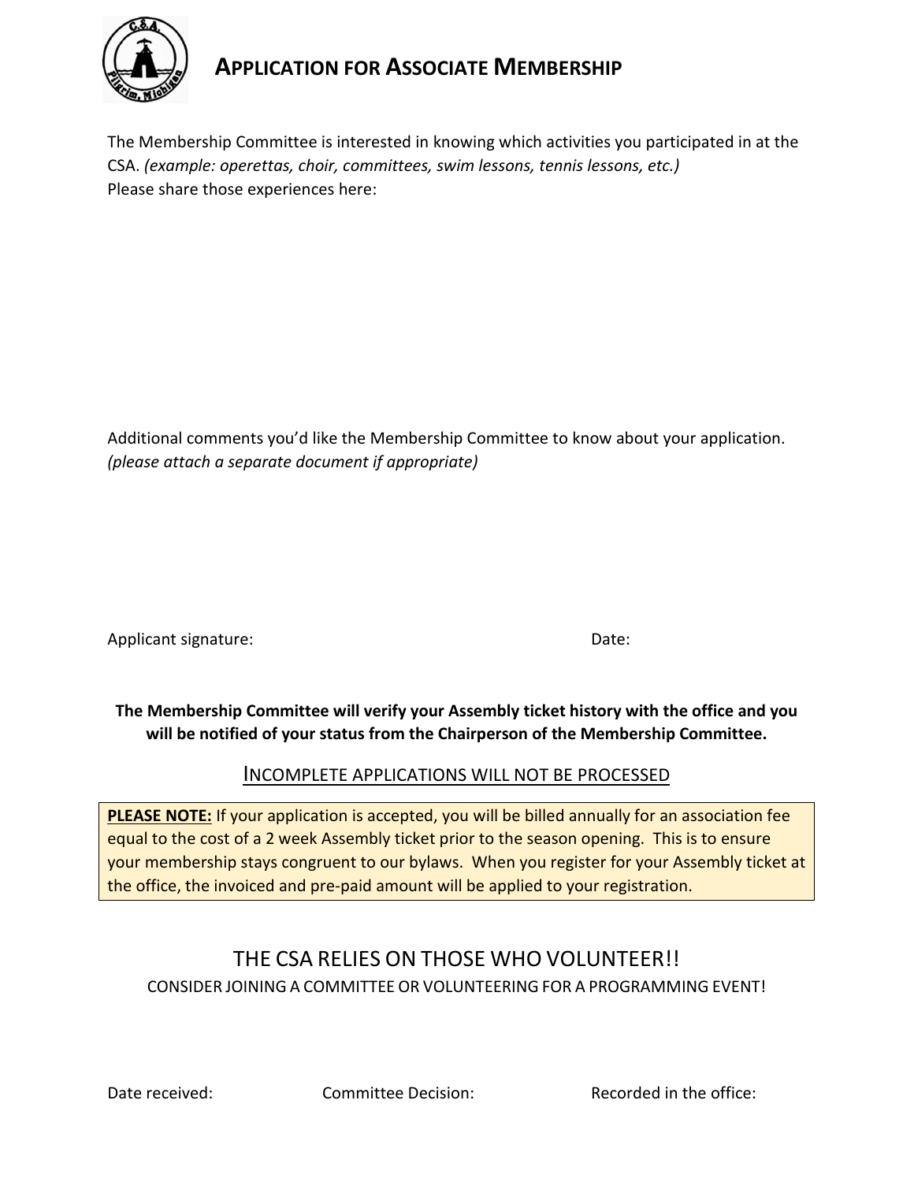# APPLICATION FOR ASSOCIATE MEMBERSHIP

The Membership Committee is interested in knowing which activities you participated in at the CSA. *(example: operettas, choir, committees, swim lessons, tennis lessons, etc.)*
Please share those experiences here:

Additional comments you'd like the Membership Committee to know about your application. *(please attach a separate document if appropriate)*

Applicant signature: Date:

**The Membership Committee will verify your Assembly ticket history with the office and you will be notified of your status from the Chairperson of the Membership Committee.**

INCOMPLETE APPLICATIONS WILL NOT BE PROCESSED

**PLEASE NOTE:** If your application is accepted, you will be billed annually for an association fee equal to the cost of a 2 week Assembly ticket prior to the season opening. This is to ensure your membership stays congruent to our bylaws. When you register for your Assembly ticket at the office, the invoiced and pre-paid amount will be applied to your registration.

THE CSA RELIES ON THOSE WHO VOLUNTEER!!

CONSIDER JOINING A COMMITTEE OR VOLUNTEERING FOR A PROGRAMMING EVENT!

Date received: Committee Decision: Recorded in the office: